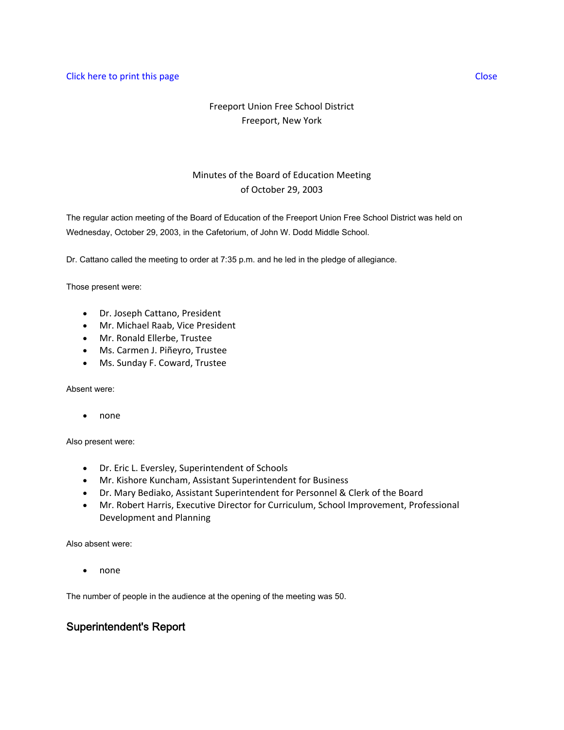Click here to print this page                                                                                                    Close

Freport Union Free School District
Freeport, New York

Minutes of the Board of Education Meeting
of October 29, 2003

The regular action meeting of the Board of Education of the Freeport Union Free School District was held on Wednesday, October 29, 2003, in the Cafetorium, of John W. Dodd Middle School.

Dr. Cattano called the meeting to order at 7:35 p.m. and he led in the pledge of allegiance.

Those present were:

- Dr. Joseph Cattano, President
- Mr. Michael Raab, Vice President
- Mr. Ronald Ellerbe, Trustee
- Ms. Carmen J. Piñeyro, Trustee
- Ms. Sunday F. Coward, Trustee

Absent were:

- none

Also present were:

- Dr. Eric L. Eversley, Superintendent of Schools
- Mr. Kishore Kuncham, Assistant Superintendent for Business
- Dr. Mary Bediako, Assistant Superintendent for Personnel & Clerk of the Board
- Mr. Robert Harris, Executive Director for Curriculum, School Improvement, Professional Development and Planning

Also absent were:

- none

The number of people in the audience at the opening of the meeting was 50.

## Superintendent's Report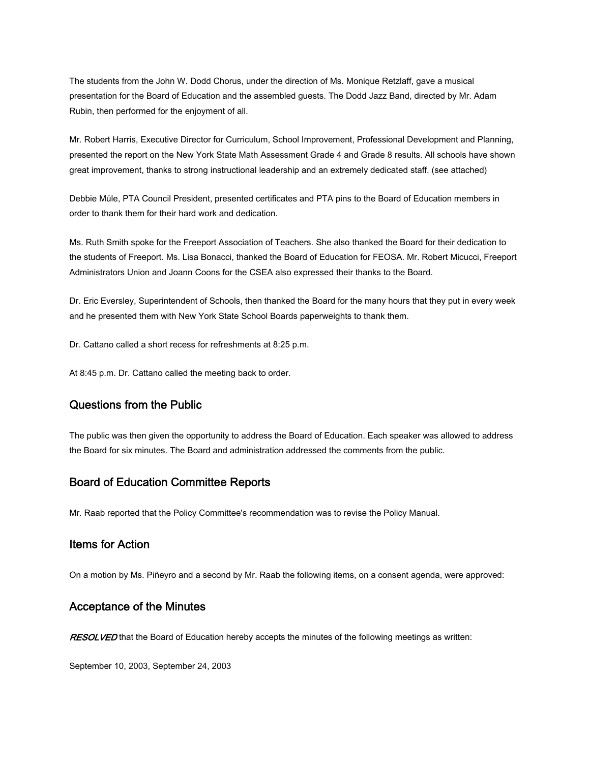The students from the John W. Dodd Chorus, under the direction of Ms. Monique Retzlaff, gave a musical presentation for the Board of Education and the assembled guests. The Dodd Jazz Band, directed by Mr. Adam Rubin, then performed for the enjoyment of all.

Mr. Robert Harris, Executive Director for Curriculum, School Improvement, Professional Development and Planning, presented the report on the New York State Math Assessment Grade 4 and Grade 8 results. All schools have shown great improvement, thanks to strong instructional leadership and an extremely dedicated staff. (see attached)

Debbie Múle, PTA Council President, presented certificates and PTA pins to the Board of Education members in order to thank them for their hard work and dedication.

Ms. Ruth Smith spoke for the Freeport Association of Teachers. She also thanked the Board for their dedication to the students of Freeport. Ms. Lisa Bonacci, thanked the Board of Education for FEOSA. Mr. Robert Micucci, Freeport Administrators Union and Joann Coons for the CSEA also expressed their thanks to the Board.

Dr. Eric Eversley, Superintendent of Schools, then thanked the Board for the many hours that they put in every week and he presented them with New York State School Boards paperweights to thank them.

Dr. Cattano called a short recess for refreshments at 8:25 p.m.

At 8:45 p.m. Dr. Cattano called the meeting back to order.

## Questions from the Public

The public was then given the opportunity to address the Board of Education. Each speaker was allowed to address the Board for six minutes. The Board and administration addressed the comments from the public.

## Board of Education Committee Reports

Mr. Raab reported that the Policy Committee's recommendation was to revise the Policy Manual.

## Items for Action

On a motion by Ms. Piñeyro and a second by Mr. Raab the following items, on a consent agenda, were approved:

## Acceptance of the Minutes

***RESOLVED*** that the Board of Education hereby accepts the minutes of the following meetings as written:

September 10, 2003, September 24, 2003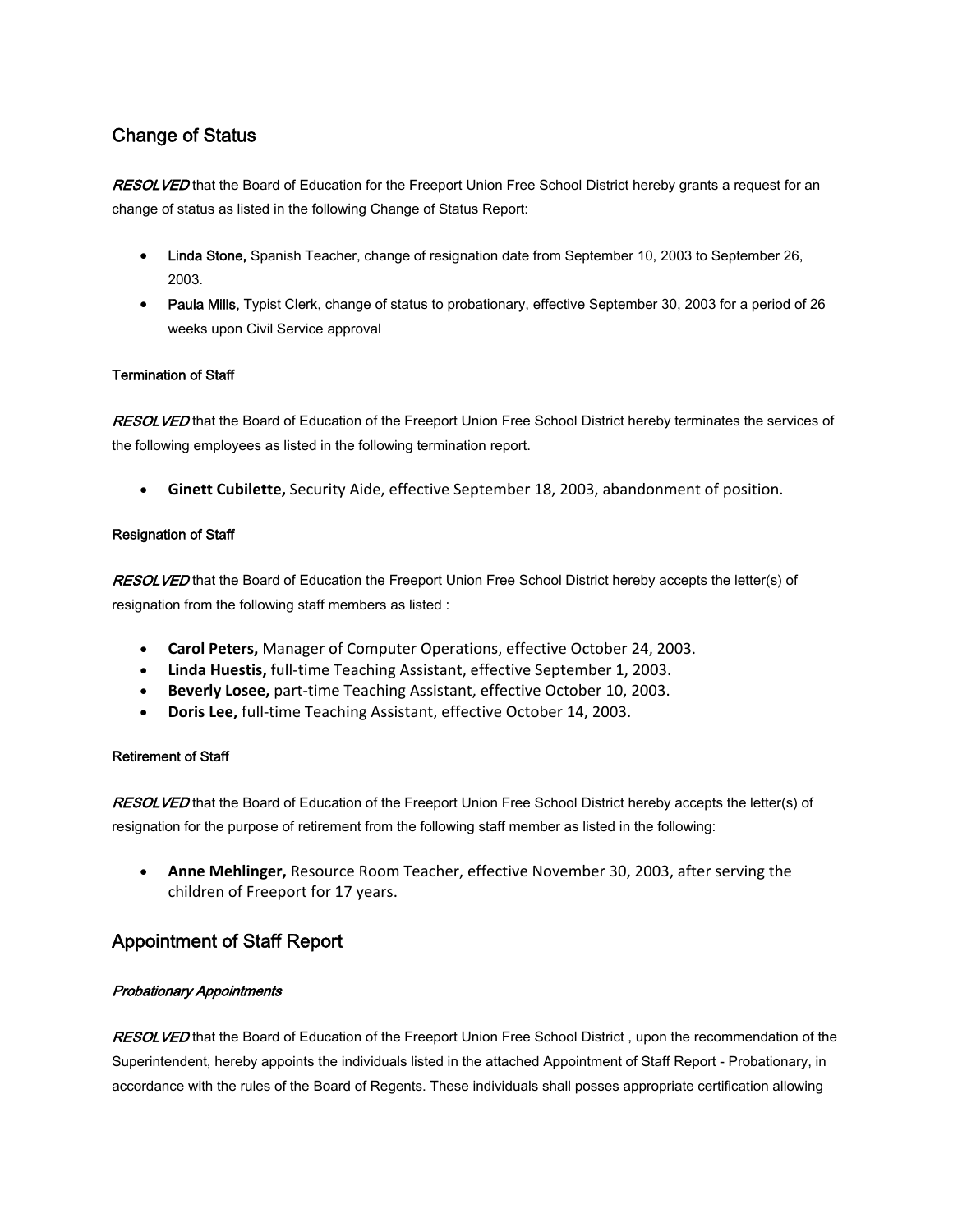## Change of Status

***RESOLVED*** that the Board of Education for the Freeport Union Free School District hereby grants a request for an change of status as listed in the following Change of Status Report:

- **Linda Stone,** Spanish Teacher, change of resignation date from September 10, 2003 to September 26, 2003.
- **Paula Mills,** Typist Clerk, change of status to probationary, effective September 30, 2003 for a period of 26 weeks upon Civil Service approval

#### Termination of Staff

***RESOLVED*** that the Board of Education of the Freeport Union Free School District hereby terminates the services of the following employees as listed in the following termination report.

- **Ginett Cubilette,** Security Aide, effective September 18, 2003, abandonment of position.

#### Resignation of Staff

***RESOLVED*** that the Board of Education the Freeport Union Free School District hereby accepts the letter(s) of resignation from the following staff members as listed :

- **Carol Peters,** Manager of Computer Operations, effective October 24, 2003.
- **Linda Huestis,** full-time Teaching Assistant, effective September 1, 2003.
- **Beverly Losee,** part-time Teaching Assistant, effective October 10, 2003.
- **Doris Lee,** full-time Teaching Assistant, effective October 14, 2003.

#### Retirement of Staff

***RESOLVED*** that the Board of Education of the Freeport Union Free School District hereby accepts the letter(s) of resignation for the purpose of retirement from the following staff member as listed in the following:

- **Anne Mehlinger,** Resource Room Teacher, effective November 30, 2003, after serving the children of Freeport for 17 years.

## Appointment of Staff Report

#### *Probationary Appointments*

***RESOLVED*** that the Board of Education of the Freeport Union Free School District , upon the recommendation of the Superintendent, hereby appoints the individuals listed in the attached Appointment of Staff Report - Probationary, in accordance with the rules of the Board of Regents. These individuals shall posses appropriate certification allowing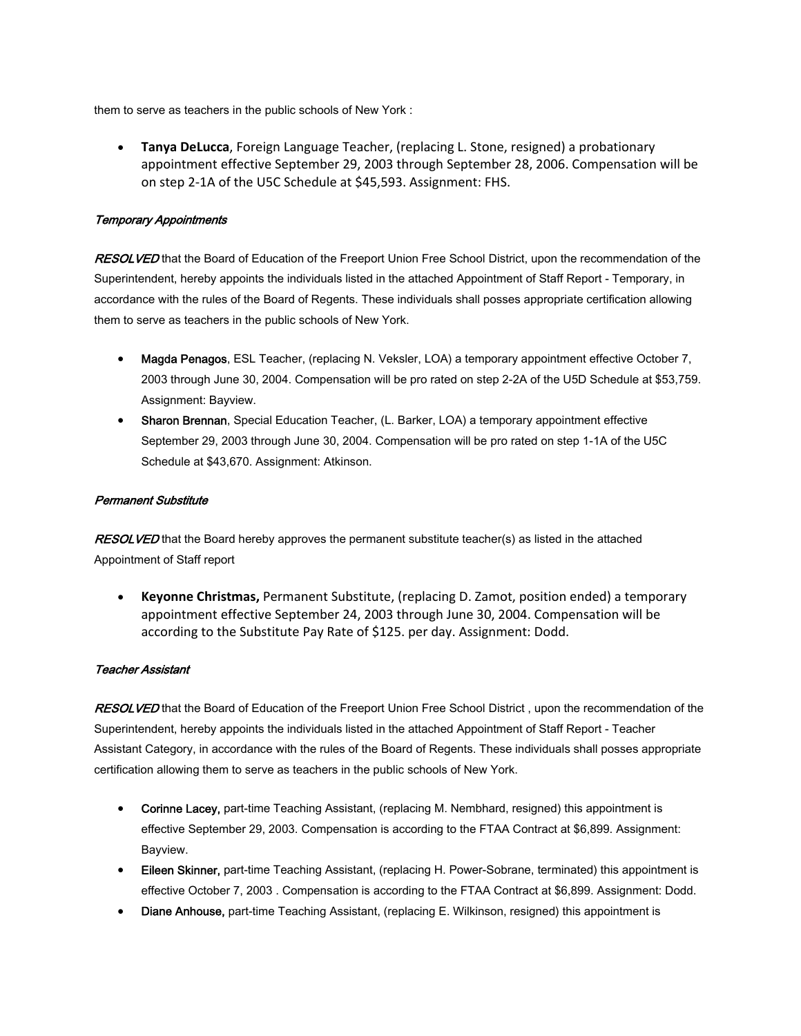them to serve as teachers in the public schools of New York :

- **Tanya DeLucca**, Foreign Language Teacher, (replacing L. Stone, resigned) a probationary appointment effective September 29, 2003 through September 28, 2006. Compensation will be on step 2-1A of the U5C Schedule at $45,593. Assignment: FHS.

*Temporary Appointments*

***RESOLVED*** that the Board of Education of the Freeport Union Free School District, upon the recommendation of the Superintendent, hereby appoints the individuals listed in the attached Appointment of Staff Report - Temporary, in accordance with the rules of the Board of Regents. These individuals shall posses appropriate certification allowing them to serve as teachers in the public schools of New York.

- **Magda Penagos**, ESL Teacher, (replacing N. Veksler, LOA) a temporary appointment effective October 7, 2003 through June 30, 2004. Compensation will be pro rated on step 2-2A of the U5D Schedule at $53,759. Assignment: Bayview.
- **Sharon Brennan**, Special Education Teacher, (L. Barker, LOA) a temporary appointment effective September 29, 2003 through June 30, 2004. Compensation will be pro rated on step 1-1A of the U5C Schedule at $43,670. Assignment: Atkinson.

*Permanent Substitute*

***RESOLVED*** that the Board hereby approves the permanent substitute teacher(s) as listed in the attached Appointment of Staff report

- **Keyonne Christmas,** Permanent Substitute, (replacing D. Zamot, position ended) a temporary appointment effective September 24, 2003 through June 30, 2004. Compensation will be according to the Substitute Pay Rate of $125. per day. Assignment: Dodd.

*Teacher Assistant*

***RESOLVED*** that the Board of Education of the Freeport Union Free School District , upon the recommendation of the Superintendent, hereby appoints the individuals listed in the attached Appointment of Staff Report - Teacher Assistant Category, in accordance with the rules of the Board of Regents. These individuals shall posses appropriate certification allowing them to serve as teachers in the public schools of New York.

- **Corinne Lacey,** part-time Teaching Assistant, (replacing M. Nembhard, resigned) this appointment is effective September 29, 2003. Compensation is according to the FTAA Contract at $6,899. Assignment: Bayview.
- **Eileen Skinner,** part-time Teaching Assistant, (replacing H. Power-Sobrane, terminated) this appointment is effective October 7, 2003 . Compensation is according to the FTAA Contract at $6,899. Assignment: Dodd.
- **Diane Anhouse,** part-time Teaching Assistant, (replacing E. Wilkinson, resigned) this appointment is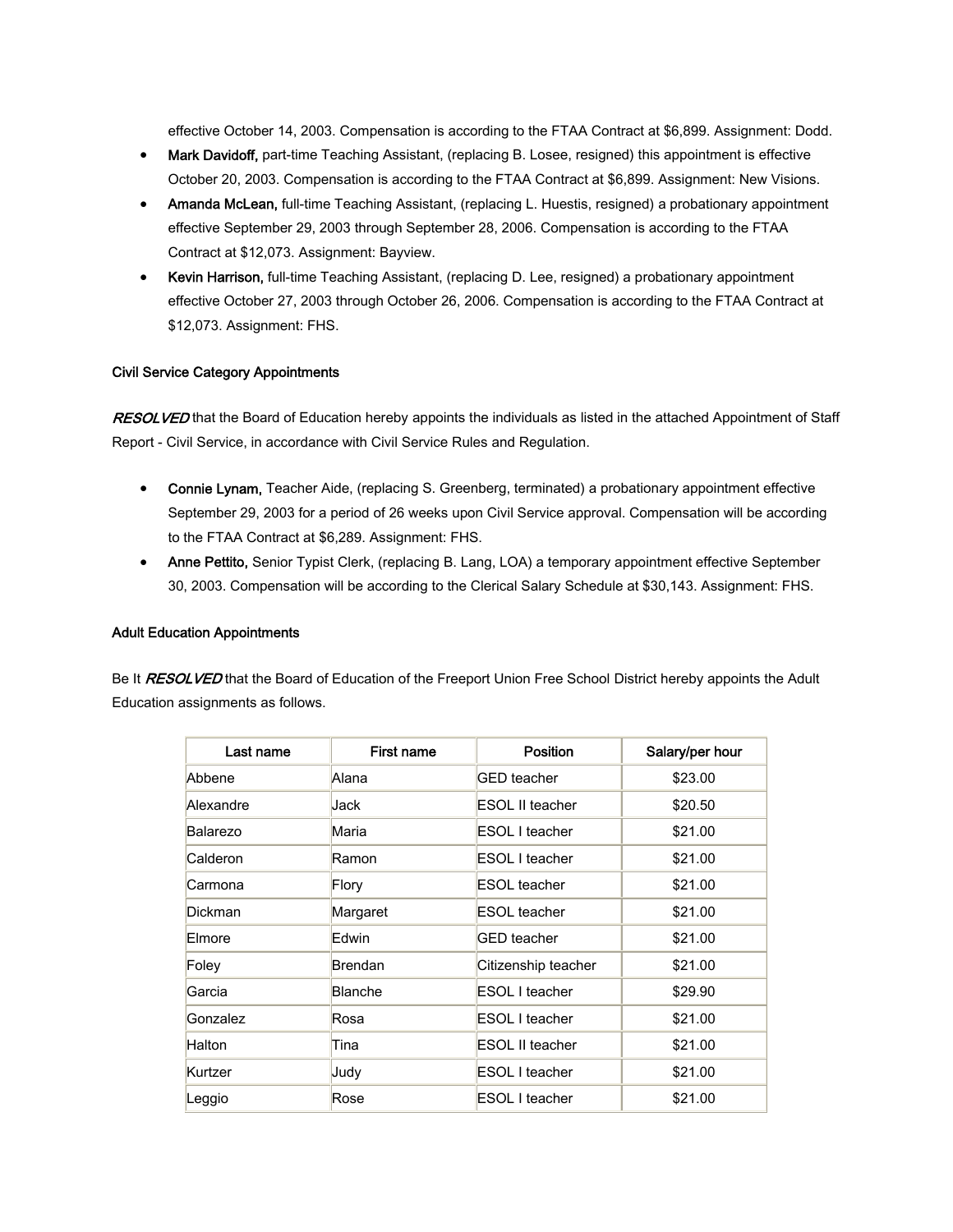effective October 14, 2003. Compensation is according to the FTAA Contract at $6,899. Assignment: Dodd.

- **Mark Davidoff,** part-time Teaching Assistant, (replacing B. Losee, resigned) this appointment is effective October 20, 2003. Compensation is according to the FTAA Contract at $6,899. Assignment: New Visions.
- **Amanda McLean,** full-time Teaching Assistant, (replacing L. Huestis, resigned) a probationary appointment effective September 29, 2003 through September 28, 2006. Compensation is according to the FTAA Contract at $12,073. Assignment: Bayview.
- **Kevin Harrison,** full-time Teaching Assistant, (replacing D. Lee, resigned) a probationary appointment effective October 27, 2003 through October 26, 2006. Compensation is according to the FTAA Contract at $12,073. Assignment: FHS.

**Civil Service Category Appointments**

***RESOLVED*** that the Board of Education hereby appoints the individuals as listed in the attached Appointment of Staff Report - Civil Service, in accordance with Civil Service Rules and Regulation.

- **Connie Lynam,** Teacher Aide, (replacing S. Greenberg, terminated) a probationary appointment effective September 29, 2003 for a period of 26 weeks upon Civil Service approval. Compensation will be according to the FTAA Contract at $6,289. Assignment: FHS.
- **Anne Pettito,** Senior Typist Clerk, (replacing B. Lang, LOA) a temporary appointment effective September 30, 2003. Compensation will be according to the Clerical Salary Schedule at $30,143. Assignment: FHS.

**Adult Education Appointments**

Be It ***RESOLVED*** that the Board of Education of the Freeport Union Free School District hereby appoints the Adult Education assignments as follows.

| Last name | First name | Position | Salary/per hour |
|---|---|---|---|
| Abbene | Alana | GED teacher | $23.00 |
| Alexandre | Jack | ESOL II teacher | $20.50 |
| Balarezo | Maria | ESOL I teacher | $21.00 |
| Calderon | Ramon | ESOL I teacher | $21.00 |
| Carmona | Flory | ESOL teacher | $21.00 |
| Dickman | Margaret | ESOL teacher | $21.00 |
| Elmore | Edwin | GED teacher | $21.00 |
| Foley | Brendan | Citizenship teacher | $21.00 |
| Garcia | Blanche | ESOL I teacher | $29.90 |
| Gonzalez | Rosa | ESOL I teacher | $21.00 |
| Halton | Tina | ESOL II teacher | $21.00 |
| Kurtzer | Judy | ESOL I teacher | $21.00 |
| Leggio | Rose | ESOL I teacher | $21.00 |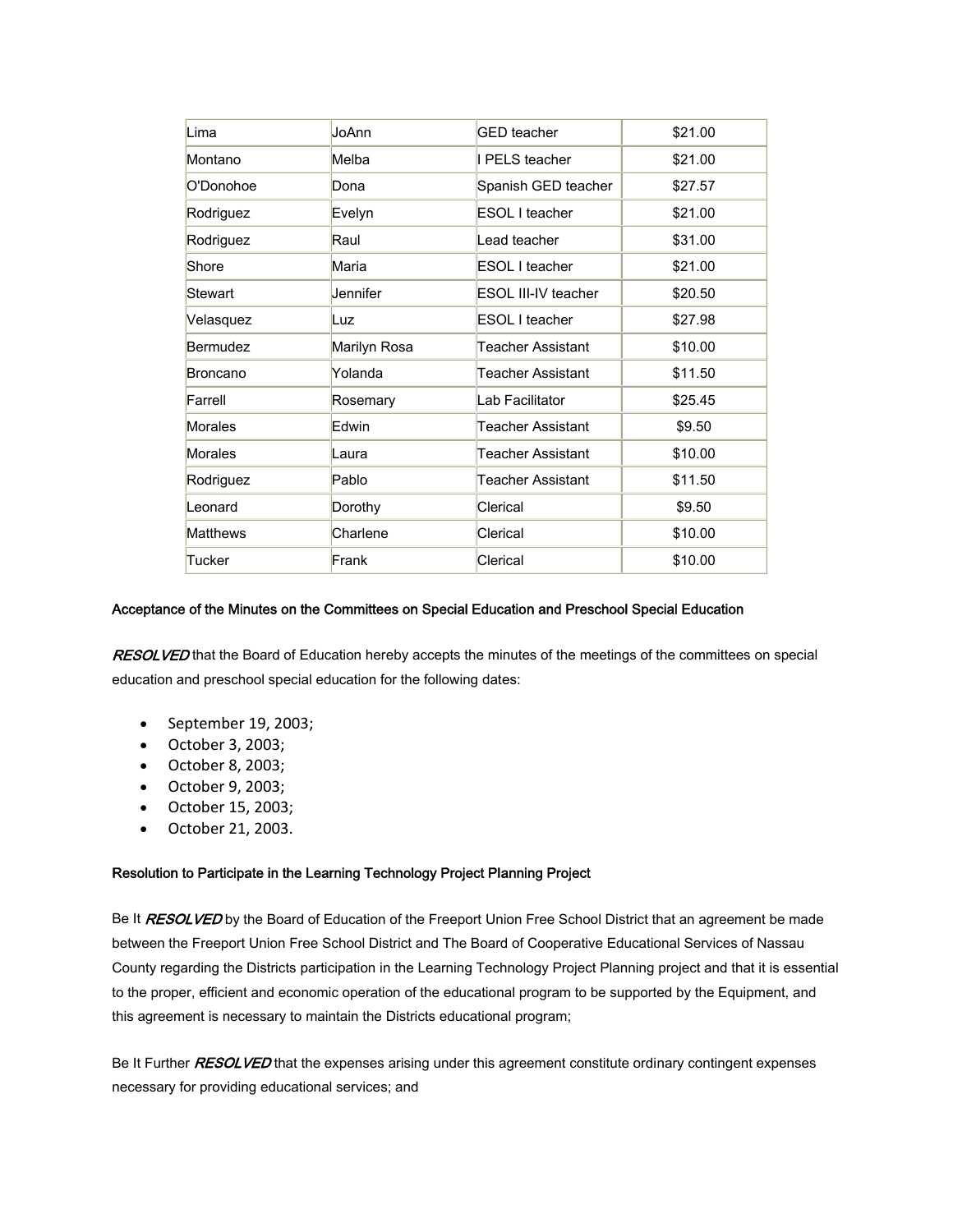| | | | |
|---|---|---|---|
| Lima | JoAnn | GED teacher | $21.00 |
| Montano | Melba | I PELS teacher | $21.00 |
| O'Donohoe | Dona | Spanish GED teacher | $27.57 |
| Rodriguez | Evelyn | ESOL I teacher | $21.00 |
| Rodriguez | Raul | Lead teacher | $31.00 |
| Shore | Maria | ESOL I teacher | $21.00 |
| Stewart | Jennifer | ESOL III-IV teacher | $20.50 |
| Velasquez | Luz | ESOL I teacher | $27.98 |
| Bermudez | Marilyn Rosa | Teacher Assistant | $10.00 |
| Broncano | Yolanda | Teacher Assistant | $11.50 |
| Farrell | Rosemary | Lab Facilitator | $25.45 |
| Morales | Edwin | Teacher Assistant | $9.50 |
| Morales | Laura | Teacher Assistant | $10.00 |
| Rodriguez | Pablo | Teacher Assistant | $11.50 |
| Leonard | Dorothy | Clerical | $9.50 |
| Matthews | Charlene | Clerical | $10.00 |
| Tucker | Frank | Clerical | $10.00 |

**Acceptance of the Minutes on the Committees on Special Education and Preschool Special Education**

***RESOLVED*** that the Board of Education hereby accepts the minutes of the meetings of the committees on special education and preschool special education for the following dates:

- September 19, 2003;
- October 3, 2003;
- October 8, 2003;
- October 9, 2003;
- October 15, 2003;
- October 21, 2003.

**Resolution to Participate in the Learning Technology Project Planning Project**

Be It ***RESOLVED*** by the Board of Education of the Freeport Union Free School District that an agreement be made between the Freeport Union Free School District and The Board of Cooperative Educational Services of Nassau County regarding the Districts participation in the Learning Technology Project Planning project and that it is essential to the proper, efficient and economic operation of the educational program to be supported by the Equipment, and this agreement is necessary to maintain the Districts educational program;

Be It Further ***RESOLVED*** that the expenses arising under this agreement constitute ordinary contingent expenses necessary for providing educational services; and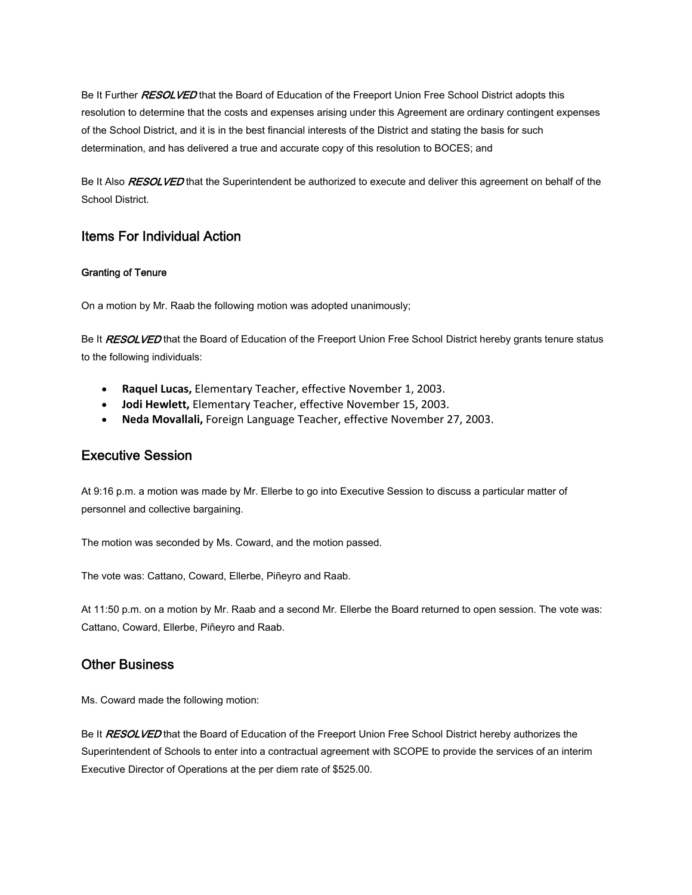Be It Further ***RESOLVED*** that the Board of Education of the Freeport Union Free School District adopts this resolution to determine that the costs and expenses arising under this Agreement are ordinary contingent expenses of the School District, and it is in the best financial interests of the District and stating the basis for such determination, and has delivered a true and accurate copy of this resolution to BOCES; and

Be It Also ***RESOLVED*** that the Superintendent be authorized to execute and deliver this agreement on behalf of the School District.

## Items For Individual Action

#### Granting of Tenure

On a motion by Mr. Raab the following motion was adopted unanimously;

Be It ***RESOLVED*** that the Board of Education of the Freeport Union Free School District hereby grants tenure status to the following individuals:

- **Raquel Lucas,** Elementary Teacher, effective November 1, 2003.
- **Jodi Hewlett,** Elementary Teacher, effective November 15, 2003.
- **Neda Movallali,** Foreign Language Teacher, effective November 27, 2003.

## Executive Session

At 9:16 p.m. a motion was made by Mr. Ellerbe to go into Executive Session to discuss a particular matter of personnel and collective bargaining.

The motion was seconded by Ms. Coward, and the motion passed.

The vote was: Cattano, Coward, Ellerbe, Piñeyro and Raab.

At 11:50 p.m. on a motion by Mr. Raab and a second Mr. Ellerbe the Board returned to open session. The vote was: Cattano, Coward, Ellerbe, Piñeyro and Raab.

## Other Business

Ms. Coward made the following motion:

Be It ***RESOLVED*** that the Board of Education of the Freeport Union Free School District hereby authorizes the Superintendent of Schools to enter into a contractual agreement with SCOPE to provide the services of an interim Executive Director of Operations at the per diem rate of $525.00.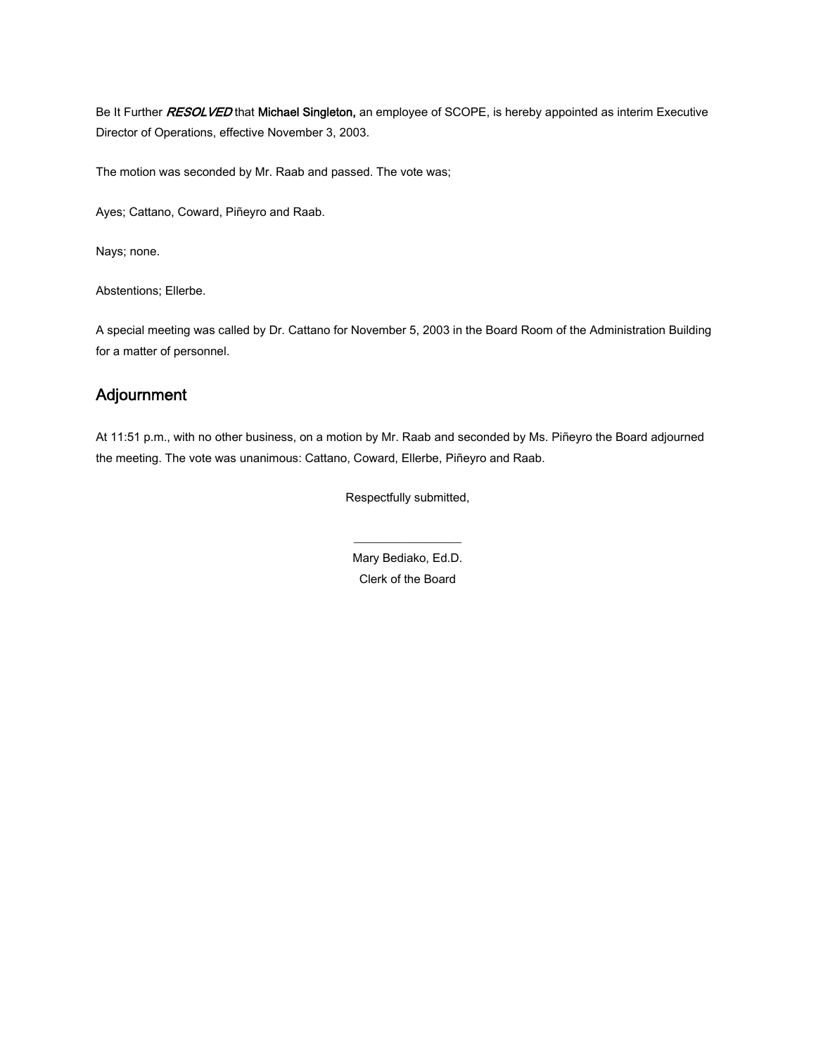Be It Further ***RESOLVED*** that **Michael Singleton,** an employee of SCOPE, is hereby appointed as interim Executive Director of Operations, effective November 3, 2003.

The motion was seconded by Mr. Raab and passed. The vote was;

Ayes; Cattano, Coward, Piñeyro and Raab.

Nays; none.

Abstentions; Ellerbe.

A special meeting was called by Dr. Cattano for November 5, 2003 in the Board Room of the Administration Building for a matter of personnel.

## Adjournment

At 11:51 p.m., with no other business, on a motion by Mr. Raab and seconded by Ms. Piñeyro the Board adjourned the meeting. The vote was unanimous: Cattano, Coward, Ellerbe, Piñeyro and Raab.

Respectfully submitted,

\_\_\_\_\_\_\_\_\_\_\_\_\_\_\_\_\_

Mary Bediako, Ed.D.

Clerk of the Board